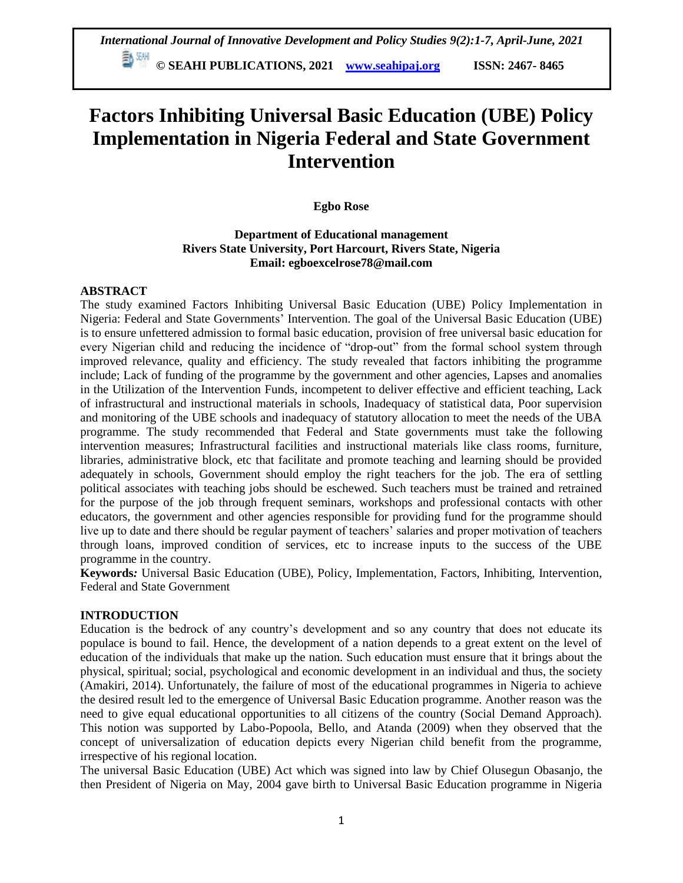# Factors Inhibiting Universal Basic Education (UBE) Policy Implementation in Nigeria Federal and State Government Intervention

**Egbo Rose**

**Department of Educational management**
**Rivers State University, Port Harcourt, Rivers State, Nigeria**
**Email: egboexcelrose78@mail.com**

## ABSTRACT

The study examined Factors Inhibiting Universal Basic Education (UBE) Policy Implementation in Nigeria: Federal and State Governments' Intervention. The goal of the Universal Basic Education (UBE) is to ensure unfettered admission to formal basic education, provision of free universal basic education for every Nigerian child and reducing the incidence of "drop-out" from the formal school system through improved relevance, quality and efficiency. The study revealed that factors inhibiting the programme include; Lack of funding of the programme by the government and other agencies, Lapses and anomalies in the Utilization of the Intervention Funds, incompetent to deliver effective and efficient teaching, Lack of infrastructural and instructional materials in schools, Inadequacy of statistical data, Poor supervision and monitoring of the UBE schools and inadequacy of statutory allocation to meet the needs of the UBA programme. The study recommended that Federal and State governments must take the following intervention measures; Infrastructural facilities and instructional materials like class rooms, furniture, libraries, administrative block, etc that facilitate and promote teaching and learning should be provided adequately in schools, Government should employ the right teachers for the job. The era of settling political associates with teaching jobs should be eschewed. Such teachers must be trained and retrained for the purpose of the job through frequent seminars, workshops and professional contacts with other educators, the government and other agencies responsible for providing fund for the programme should live up to date and there should be regular payment of teachers' salaries and proper motivation of teachers through loans, improved condition of services, etc to increase inputs to the success of the UBE programme in the country.

**Keywords***:* Universal Basic Education (UBE), Policy, Implementation, Factors, Inhibiting, Intervention, Federal and State Government

## INTRODUCTION

Education is the bedrock of any country's development and so any country that does not educate its populace is bound to fail. Hence, the development of a nation depends to a great extent on the level of education of the individuals that make up the nation. Such education must ensure that it brings about the physical, spiritual; social, psychological and economic development in an individual and thus, the society (Amakiri, 2014). Unfortunately, the failure of most of the educational programmes in Nigeria to achieve the desired result led to the emergence of Universal Basic Education programme. Another reason was the need to give equal educational opportunities to all citizens of the country (Social Demand Approach). This notion was supported by Labo-Popoola, Bello, and Atanda (2009) when they observed that the concept of universalization of education depicts every Nigerian child benefit from the programme, irrespective of his regional location.

The universal Basic Education (UBE) Act which was signed into law by Chief Olusegun Obasanjo, the then President of Nigeria on May, 2004 gave birth to Universal Basic Education programme in Nigeria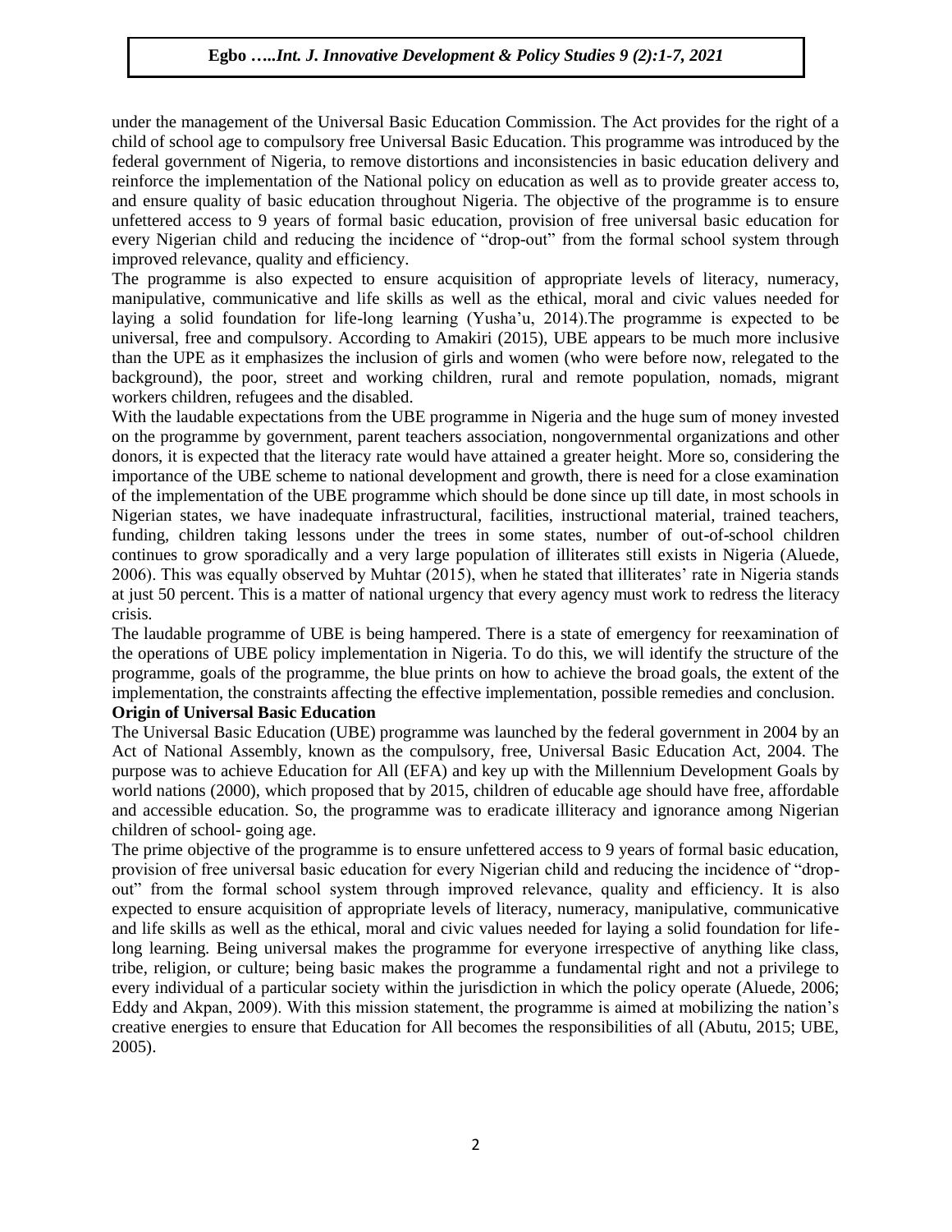under the management of the Universal Basic Education Commission. The Act provides for the right of a child of school age to compulsory free Universal Basic Education. This programme was introduced by the federal government of Nigeria, to remove distortions and inconsistencies in basic education delivery and reinforce the implementation of the National policy on education as well as to provide greater access to, and ensure quality of basic education throughout Nigeria. The objective of the programme is to ensure unfettered access to 9 years of formal basic education, provision of free universal basic education for every Nigerian child and reducing the incidence of "drop-out" from the formal school system through improved relevance, quality and efficiency.

The programme is also expected to ensure acquisition of appropriate levels of literacy, numeracy, manipulative, communicative and life skills as well as the ethical, moral and civic values needed for laying a solid foundation for life-long learning (Yusha'u, 2014).The programme is expected to be universal, free and compulsory. According to Amakiri (2015), UBE appears to be much more inclusive than the UPE as it emphasizes the inclusion of girls and women (who were before now, relegated to the background), the poor, street and working children, rural and remote population, nomads, migrant workers children, refugees and the disabled.

With the laudable expectations from the UBE programme in Nigeria and the huge sum of money invested on the programme by government, parent teachers association, nongovernmental organizations and other donors, it is expected that the literacy rate would have attained a greater height. More so, considering the importance of the UBE scheme to national development and growth, there is need for a close examination of the implementation of the UBE programme which should be done since up till date, in most schools in Nigerian states, we have inadequate infrastructural, facilities, instructional material, trained teachers, funding, children taking lessons under the trees in some states, number of out-of-school children continues to grow sporadically and a very large population of illiterates still exists in Nigeria (Aluede, 2006). This was equally observed by Muhtar (2015), when he stated that illiterates' rate in Nigeria stands at just 50 percent. This is a matter of national urgency that every agency must work to redress the literacy crisis.

The laudable programme of UBE is being hampered. There is a state of emergency for reexamination of the operations of UBE policy implementation in Nigeria. To do this, we will identify the structure of the programme, goals of the programme, the blue prints on how to achieve the broad goals, the extent of the implementation, the constraints affecting the effective implementation, possible remedies and conclusion.

**Origin of Universal Basic Education**

The Universal Basic Education (UBE) programme was launched by the federal government in 2004 by an Act of National Assembly, known as the compulsory, free, Universal Basic Education Act, 2004. The purpose was to achieve Education for All (EFA) and key up with the Millennium Development Goals by world nations (2000), which proposed that by 2015, children of educable age should have free, affordable and accessible education. So, the programme was to eradicate illiteracy and ignorance among Nigerian children of school- going age.

The prime objective of the programme is to ensure unfettered access to 9 years of formal basic education, provision of free universal basic education for every Nigerian child and reducing the incidence of "drop-out" from the formal school system through improved relevance, quality and efficiency. It is also expected to ensure acquisition of appropriate levels of literacy, numeracy, manipulative, communicative and life skills as well as the ethical, moral and civic values needed for laying a solid foundation for life-long learning. Being universal makes the programme for everyone irrespective of anything like class, tribe, religion, or culture; being basic makes the programme a fundamental right and not a privilege to every individual of a particular society within the jurisdiction in which the policy operate (Aluede, 2006; Eddy and Akpan, 2009). With this mission statement, the programme is aimed at mobilizing the nation's creative energies to ensure that Education for All becomes the responsibilities of all (Abutu, 2015; UBE, 2005).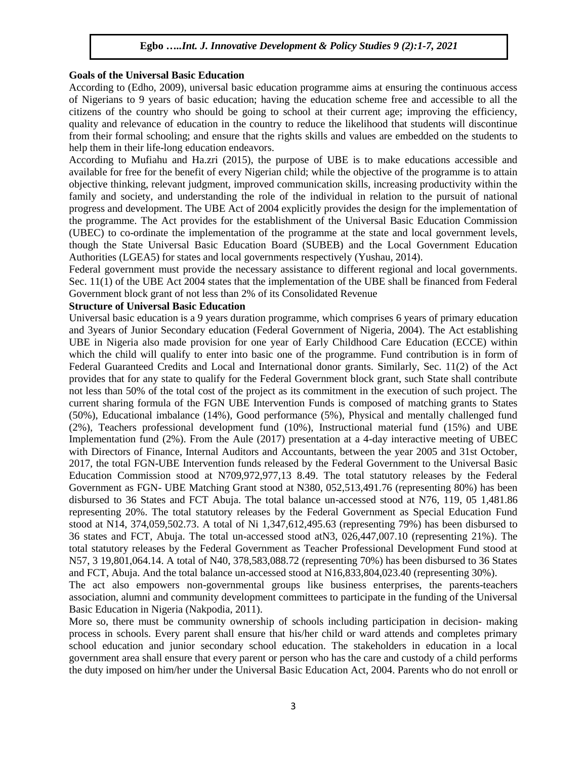**Goals of the Universal Basic Education**

According to (Edho, 2009), universal basic education programme aims at ensuring the continuous access of Nigerians to 9 years of basic education; having the education scheme free and accessible to all the citizens of the country who should be going to school at their current age; improving the efficiency, quality and relevance of education in the country to reduce the likelihood that students will discontinue from their formal schooling; and ensure that the rights skills and values are embedded on the students to help them in their life-long education endeavors.

According to Mufiahu and Ha.zri (2015), the purpose of UBE is to make educations accessible and available for free for the benefit of every Nigerian child; while the objective of the programme is to attain objective thinking, relevant judgment, improved communication skills, increasing productivity within the family and society, and understanding the role of the individual in relation to the pursuit of national progress and development. The UBE Act of 2004 explicitly provides the design for the implementation of the programme. The Act provides for the establishment of the Universal Basic Education Commission (UBEC) to co-ordinate the implementation of the programme at the state and local government levels, though the State Universal Basic Education Board (SUBEB) and the Local Government Education Authorities (LGEA5) for states and local governments respectively (Yushau, 2014).

Federal government must provide the necessary assistance to different regional and local governments. Sec. 11(1) of the UBE Act 2004 states that the implementation of the UBE shall be financed from Federal Government block grant of not less than 2% of its Consolidated Revenue

**Structure of Universal Basic Education**

Universal basic education is a 9 years duration programme, which comprises 6 years of primary education and 3years of Junior Secondary education (Federal Government of Nigeria, 2004). The Act establishing UBE in Nigeria also made provision for one year of Early Childhood Care Education (ECCE) within which the child will qualify to enter into basic one of the programme. Fund contribution is in form of Federal Guaranteed Credits and Local and International donor grants. Similarly, Sec. 11(2) of the Act provides that for any state to qualify for the Federal Government block grant, such State shall contribute not less than 50% of the total cost of the project as its commitment in the execution of such project. The current sharing formula of the FGN UBE Intervention Funds is composed of matching grants to States (50%), Educational imbalance (14%), Good performance (5%), Physical and mentally challenged fund (2%), Teachers professional development fund (10%), Instructional material fund (15%) and UBE Implementation fund (2%). From the Aule (2017) presentation at a 4-day interactive meeting of UBEC with Directors of Finance, Internal Auditors and Accountants, between the year 2005 and 31st October, 2017, the total FGN-UBE Intervention funds released by the Federal Government to the Universal Basic Education Commission stood at N709,972,977,13 8.49. The total statutory releases by the Federal Government as FGN- UBE Matching Grant stood at N380, 052,513,491.76 (representing 80%) has been disbursed to 36 States and FCT Abuja. The total balance un-accessed stood at N76, 119, 05 1,481.86 representing 20%. The total statutory releases by the Federal Government as Special Education Fund stood at N14, 374,059,502.73. A total of Ni 1,347,612,495.63 (representing 79%) has been disbursed to 36 states and FCT, Abuja. The total un-accessed stood atN3, 026,447,007.10 (representing 21%). The total statutory releases by the Federal Government as Teacher Professional Development Fund stood at N57, 3 19,801,064.14. A total of N40, 378,583,088.72 (representing 70%) has been disbursed to 36 States and FCT, Abuja. And the total balance un-accessed stood at N16,833,804,023.40 (representing 30%).

The act also empowers non-governmental groups like business enterprises, the parents-teachers association, alumni and community development committees to participate in the funding of the Universal Basic Education in Nigeria (Nakpodia, 2011).

More so, there must be community ownership of schools including participation in decision- making process in schools. Every parent shall ensure that his/her child or ward attends and completes primary school education and junior secondary school education. The stakeholders in education in a local government area shall ensure that every parent or person who has the care and custody of a child performs the duty imposed on him/her under the Universal Basic Education Act, 2004. Parents who do not enroll or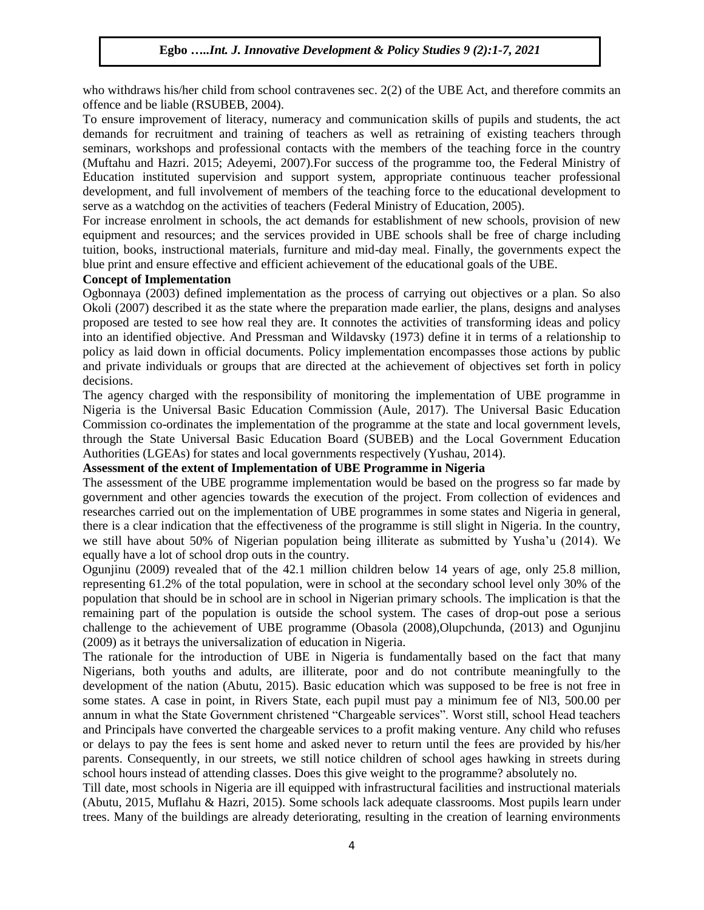who withdraws his/her child from school contravenes sec. 2(2) of the UBE Act, and therefore commits an offence and be liable (RSUBEB, 2004).

To ensure improvement of literacy, numeracy and communication skills of pupils and students, the act demands for recruitment and training of teachers as well as retraining of existing teachers through seminars, workshops and professional contacts with the members of the teaching force in the country (Muftahu and Hazri. 2015; Adeyemi, 2007).For success of the programme too, the Federal Ministry of Education instituted supervision and support system, appropriate continuous teacher professional development, and full involvement of members of the teaching force to the educational development to serve as a watchdog on the activities of teachers (Federal Ministry of Education, 2005).

For increase enrolment in schools, the act demands for establishment of new schools, provision of new equipment and resources; and the services provided in UBE schools shall be free of charge including tuition, books, instructional materials, furniture and mid-day meal. Finally, the governments expect the blue print and ensure effective and efficient achievement of the educational goals of the UBE.

**Concept of Implementation**

Ogbonnaya (2003) defined implementation as the process of carrying out objectives or a plan. So also Okoli (2007) described it as the state where the preparation made earlier, the plans, designs and analyses proposed are tested to see how real they are. It connotes the activities of transforming ideas and policy into an identified objective. And Pressman and Wildavsky (1973) define it in terms of a relationship to policy as laid down in official documents. Policy implementation encompasses those actions by public and private individuals or groups that are directed at the achievement of objectives set forth in policy decisions.

The agency charged with the responsibility of monitoring the implementation of UBE programme in Nigeria is the Universal Basic Education Commission (Aule, 2017). The Universal Basic Education Commission co-ordinates the implementation of the programme at the state and local government levels, through the State Universal Basic Education Board (SUBEB) and the Local Government Education Authorities (LGEAs) for states and local governments respectively (Yushau, 2014).

**Assessment of the extent of Implementation of UBE Programme in Nigeria**

The assessment of the UBE programme implementation would be based on the progress so far made by government and other agencies towards the execution of the project. From collection of evidences and researches carried out on the implementation of UBE programmes in some states and Nigeria in general, there is a clear indication that the effectiveness of the programme is still slight in Nigeria. In the country, we still have about 50% of Nigerian population being illiterate as submitted by Yusha'u (2014). We equally have a lot of school drop outs in the country.

Ogunjinu (2009) revealed that of the 42.1 million children below 14 years of age, only 25.8 million, representing 61.2% of the total population, were in school at the secondary school level only 30% of the population that should be in school are in school in Nigerian primary schools. The implication is that the remaining part of the population is outside the school system. The cases of drop-out pose a serious challenge to the achievement of UBE programme (Obasola (2008),Olupchunda, (2013) and Ogunjinu (2009) as it betrays the universalization of education in Nigeria.

The rationale for the introduction of UBE in Nigeria is fundamentally based on the fact that many Nigerians, both youths and adults, are illiterate, poor and do not contribute meaningfully to the development of the nation (Abutu, 2015). Basic education which was supposed to be free is not free in some states. A case in point, in Rivers State, each pupil must pay a minimum fee of Nl3, 500.00 per annum in what the State Government christened "Chargeable services". Worst still, school Head teachers and Principals have converted the chargeable services to a profit making venture. Any child who refuses or delays to pay the fees is sent home and asked never to return until the fees are provided by his/her parents. Consequently, in our streets, we still notice children of school ages hawking in streets during school hours instead of attending classes. Does this give weight to the programme? absolutely no.

Till date, most schools in Nigeria are ill equipped with infrastructural facilities and instructional materials (Abutu, 2015, Muflahu & Hazri, 2015). Some schools lack adequate classrooms. Most pupils learn under trees. Many of the buildings are already deteriorating, resulting in the creation of learning environments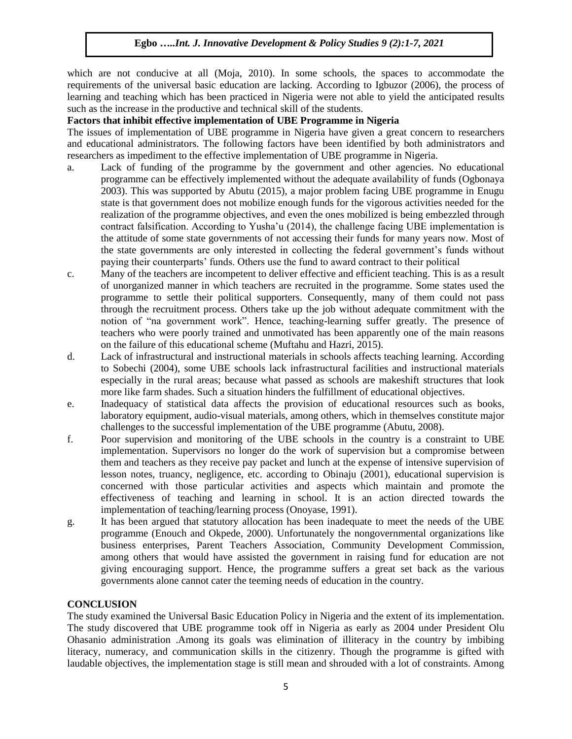which are not conducive at all (Moja, 2010). In some schools, the spaces to accommodate the requirements of the universal basic education are lacking. According to Igbuzor (2006), the process of learning and teaching which has been practiced in Nigeria were not able to yield the anticipated results such as the increase in the productive and technical skill of the students.

**Factors that inhibit effective implementation of UBE Programme in Nigeria**

The issues of implementation of UBE programme in Nigeria have given a great concern to researchers and educational administrators. The following factors have been identified by both administrators and researchers as impediment to the effective implementation of UBE programme in Nigeria.

a. Lack of funding of the programme by the government and other agencies. No educational programme can be effectively implemented without the adequate availability of funds (Ogbonaya 2003). This was supported by Abutu (2015), a major problem facing UBE programme in Enugu state is that government does not mobilize enough funds for the vigorous activities needed for the realization of the programme objectives, and even the ones mobilized is being embezzled through contract falsification. According to Yusha'u (2014), the challenge facing UBE implementation is the attitude of some state governments of not accessing their funds for many years now. Most of the state governments are only interested in collecting the federal government's funds without paying their counterparts' funds. Others use the fund to award contract to their political

c. Many of the teachers are incompetent to deliver effective and efficient teaching. This is as a result of unorganized manner in which teachers are recruited in the programme. Some states used the programme to settle their political supporters. Consequently, many of them could not pass through the recruitment process. Others take up the job without adequate commitment with the notion of "na government work". Hence, teaching-learning suffer greatly. The presence of teachers who were poorly trained and unmotivated has been apparently one of the main reasons on the failure of this educational scheme (Muftahu and Hazri, 2015).

d. Lack of infrastructural and instructional materials in schools affects teaching learning. According to Sobechi (2004), some UBE schools lack infrastructural facilities and instructional materials especially in the rural areas; because what passed as schools are makeshift structures that look more like farm shades. Such a situation hinders the fulfillment of educational objectives.

e. Inadequacy of statistical data affects the provision of educational resources such as books, laboratory equipment, audio-visual materials, among others, which in themselves constitute major challenges to the successful implementation of the UBE programme (Abutu, 2008).

f. Poor supervision and monitoring of the UBE schools in the country is a constraint to UBE implementation. Supervisors no longer do the work of supervision but a compromise between them and teachers as they receive pay packet and lunch at the expense of intensive supervision of lesson notes, truancy, negligence, etc. according to Obinaju (2001), educational supervision is concerned with those particular activities and aspects which maintain and promote the effectiveness of teaching and learning in school. It is an action directed towards the implementation of teaching/learning process (Onoyase, 1991).

g. It has been argued that statutory allocation has been inadequate to meet the needs of the UBE programme (Enouch and Okpede, 2000). Unfortunately the nongovernmental organizations like business enterprises, Parent Teachers Association, Community Development Commission, among others that would have assisted the government in raising fund for education are not giving encouraging support. Hence, the programme suffers a great set back as the various governments alone cannot cater the teeming needs of education in the country.

## CONCLUSION

The study examined the Universal Basic Education Policy in Nigeria and the extent of its implementation. The study discovered that UBE programme took off in Nigeria as early as 2004 under President Olu Ohasanio administration .Among its goals was elimination of illiteracy in the country by imbibing literacy, numeracy, and communication skills in the citizenry. Though the programme is gifted with laudable objectives, the implementation stage is still mean and shrouded with a lot of constraints. Among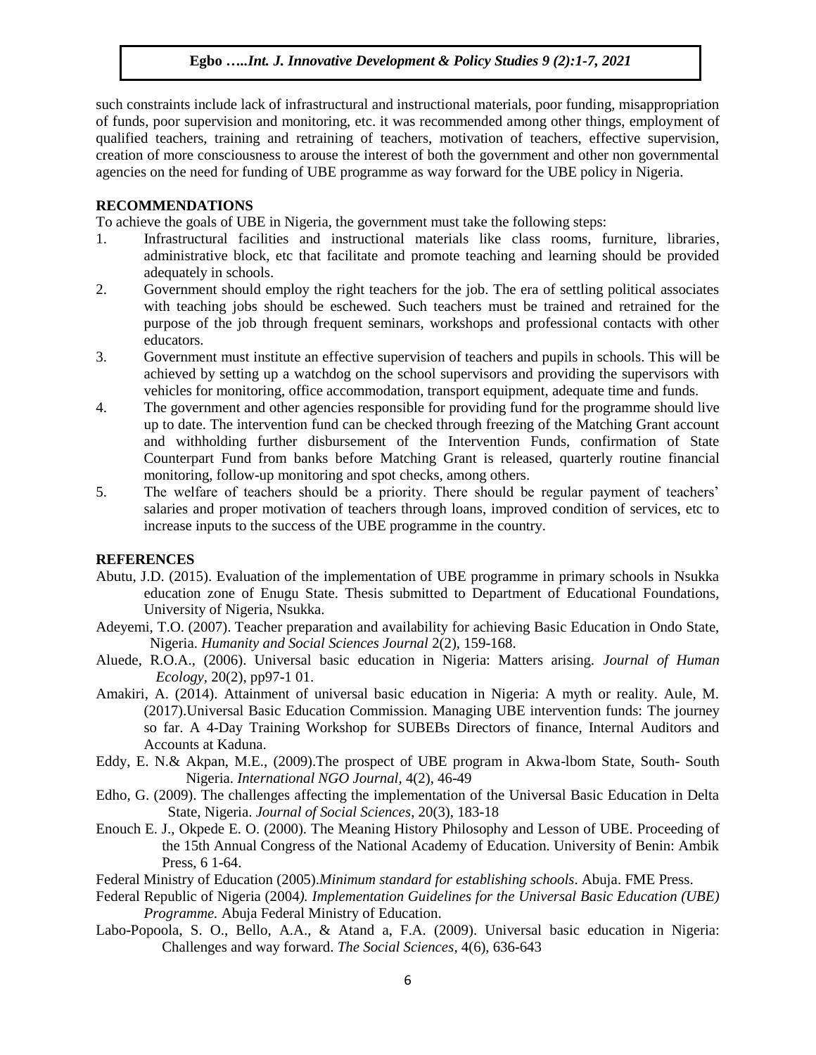such constraints include lack of infrastructural and instructional materials, poor funding, misappropriation of funds, poor supervision and monitoring, etc. it was recommended among other things, employment of qualified teachers, training and retraining of teachers, motivation of teachers, effective supervision, creation of more consciousness to arouse the interest of both the government and other non governmental agencies on the need for funding of UBE programme as way forward for the UBE policy in Nigeria.

## RECOMMENDATIONS

To achieve the goals of UBE in Nigeria, the government must take the following steps:

1. Infrastructural facilities and instructional materials like class rooms, furniture, libraries, administrative block, etc that facilitate and promote teaching and learning should be provided adequately in schools.
2. Government should employ the right teachers for the job. The era of settling political associates with teaching jobs should be eschewed. Such teachers must be trained and retrained for the purpose of the job through frequent seminars, workshops and professional contacts with other educators.
3. Government must institute an effective supervision of teachers and pupils in schools. This will be achieved by setting up a watchdog on the school supervisors and providing the supervisors with vehicles for monitoring, office accommodation, transport equipment, adequate time and funds.
4. The government and other agencies responsible for providing fund for the programme should live up to date. The intervention fund can be checked through freezing of the Matching Grant account and withholding further disbursement of the Intervention Funds, confirmation of State Counterpart Fund from banks before Matching Grant is released, quarterly routine financial monitoring, follow-up monitoring and spot checks, among others.
5. The welfare of teachers should be a priority. There should be regular payment of teachers' salaries and proper motivation of teachers through loans, improved condition of services, etc to increase inputs to the success of the UBE programme in the country.

## REFERENCES

Abutu, J.D. (2015). Evaluation of the implementation of UBE programme in primary schools in Nsukka education zone of Enugu State. Thesis submitted to Department of Educational Foundations, University of Nigeria, Nsukka.

Adeyemi, T.O. (2007). Teacher preparation and availability for achieving Basic Education in Ondo State, Nigeria. *Humanity and Social Sciences Journal* 2(2), 159-168.

Aluede, R.O.A., (2006). Universal basic education in Nigeria: Matters arising. *Journal of Human Ecology*, 20(2), pp97-1 01.

Amakiri, A. (2014). Attainment of universal basic education in Nigeria: A myth or reality. Aule, M. (2017).Universal Basic Education Commission. Managing UBE intervention funds: The journey so far. A 4-Day Training Workshop for SUBEBs Directors of finance, Internal Auditors and Accounts at Kaduna.

Eddy, E. N.& Akpan, M.E., (2009).The prospect of UBE program in Akwa-lbom State, South- South Nigeria. *International NGO Journal*, 4(2), 46-49

Edho, G. (2009). The challenges affecting the implementation of the Universal Basic Education in Delta State, Nigeria. *Journal of Social Sciences*, 20(3), 183-18

Enouch E. J., Okpede E. O. (2000). The Meaning History Philosophy and Lesson of UBE. Proceeding of the 15th Annual Congress of the National Academy of Education. University of Benin: Ambik Press, 6 1-64.

Federal Ministry of Education (2005).*Minimum standard for establishing schools*. Abuja. FME Press.

Federal Republic of Nigeria (2004*). Implementation Guidelines for the Universal Basic Education (UBE) Programme.* Abuja Federal Ministry of Education.

Labo-Popoola, S. O., Bello, A.A., & Atand a, F.A. (2009). Universal basic education in Nigeria: Challenges and way forward. *The Social Sciences*, 4(6), 636-643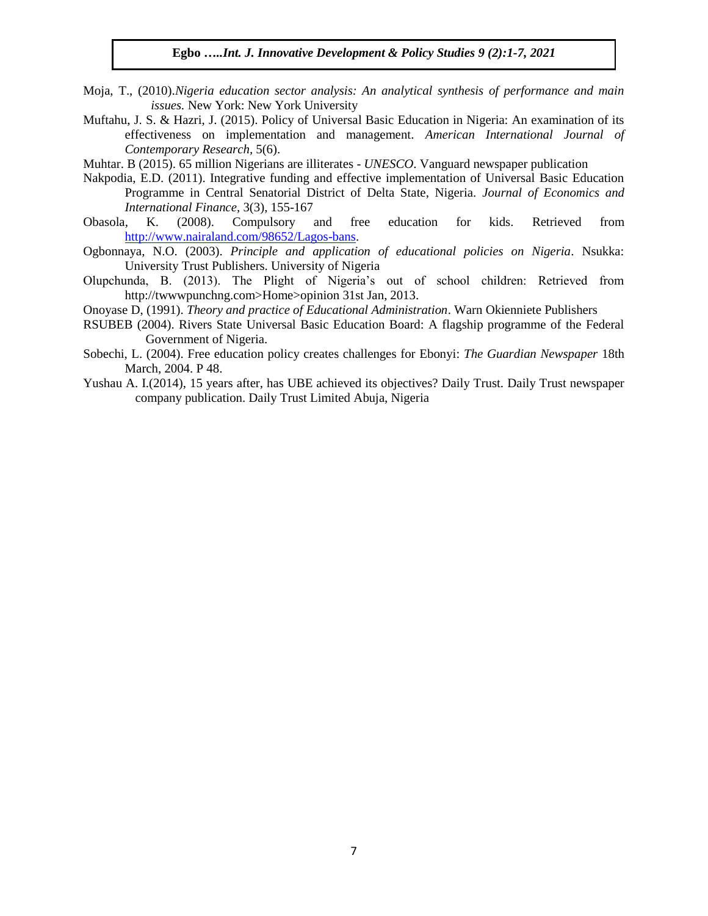Moja, T., (2010).*Nigeria education sector analysis: An analytical synthesis of performance and main issues.* New York: New York University

Muftahu, J. S. & Hazri, J. (2015). Policy of Universal Basic Education in Nigeria: An examination of its effectiveness on implementation and management. *American International Journal of Contemporary Research,* 5(6).

Muhtar. B (2015). 65 million Nigerians are illiterates - *UNESCO*. Vanguard newspaper publication

Nakpodia, E.D. (2011). Integrative funding and effective implementation of Universal Basic Education Programme in Central Senatorial District of Delta State, Nigeria. *Journal of Economics and International Finance,* 3(3), 155-167

Obasola, K. (2008). Compulsory and free education for kids. Retrieved from [http://www.nairaland.com/98652/Lagos-bans](http://www.nairaland.com/98652/Lagos-bans).

Ogbonnaya, N.O. (2003). *Principle and application of educational policies on Nigeria*. Nsukka: University Trust Publishers. University of Nigeria

Olupchunda, B. (2013). The Plight of Nigeria's out of school children: Retrieved from http://twwwpunchng.com>Home>opinion 31st Jan, 2013.

Onoyase D, (1991). *Theory and practice of Educational Administration*. Warn Okienniete Publishers

RSUBEB (2004). Rivers State Universal Basic Education Board: A flagship programme of the Federal Government of Nigeria.

Sobechi, L. (2004). Free education policy creates challenges for Ebonyi: *The Guardian Newspaper* 18th March, 2004. P 48.

Yushau A. I.(2014), 15 years after, has UBE achieved its objectives? Daily Trust. Daily Trust newspaper company publication. Daily Trust Limited Abuja, Nigeria